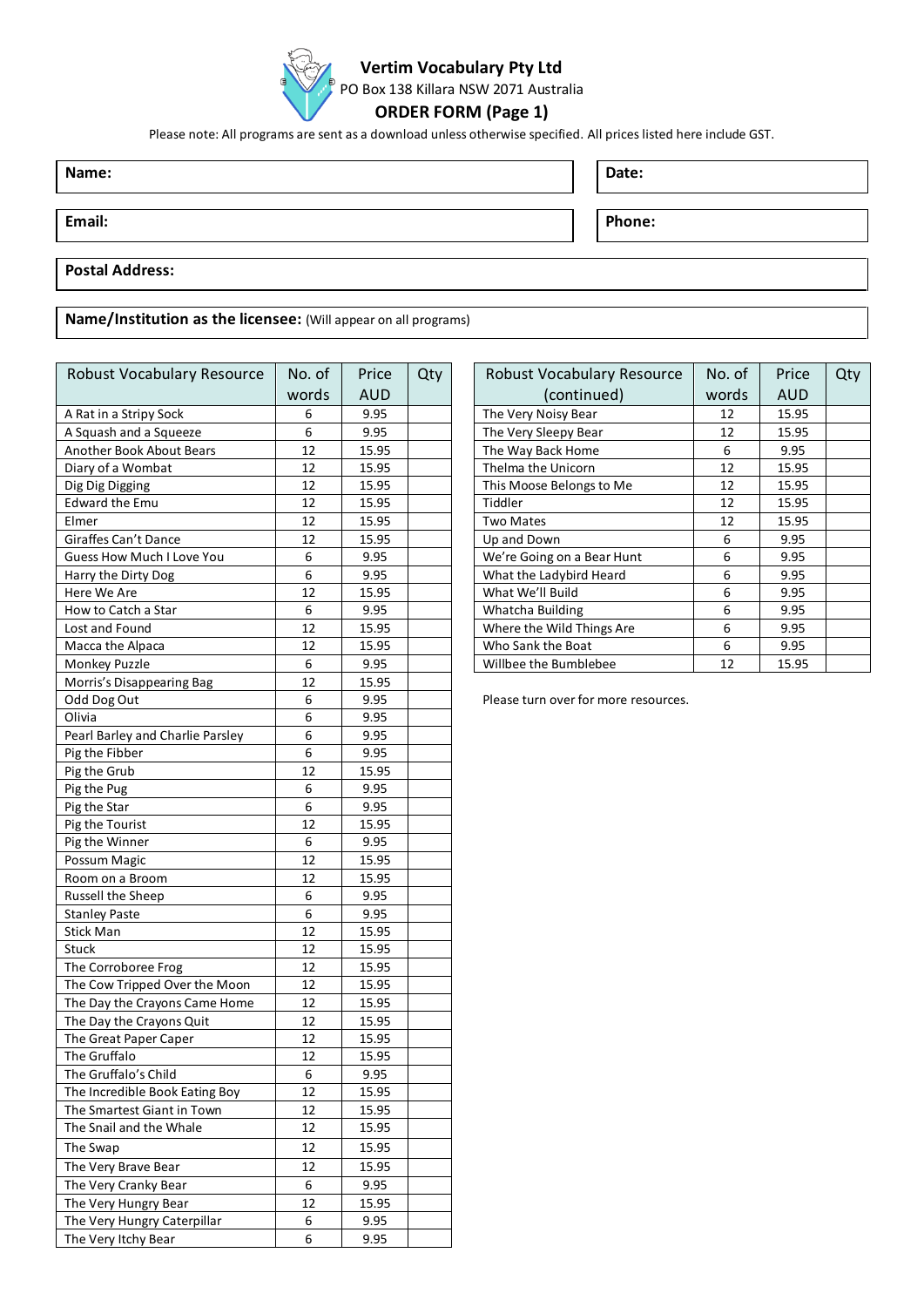# Vertim Vocabulary Pty Ltd

PO Box 138 Killara NSW 2071 Australia

## ORDER FORM (Page 1)

Please note: All programs are sent as a download unless otherwise specified. All prices listed here include GST.

**Name:**

**Date:**

**Email:**

**Phone:**

**Postal Address:**

**Name/Institution as the licensee:** (Will appear on all programs)

| Robust Vocabulary Resource | No. of words | Price AUD | Qty |
|---|---|---|---|
| A Rat in a Stripy Sock | 6 | 9.95 | |
| A Squash and a Squeeze | 6 | 9.95 | |
| Another Book About Bears | 12 | 15.95 | |
| Diary of a Wombat | 12 | 15.95 | |
| Dig Dig Digging | 12 | 15.95 | |
| Edward the Emu | 12 | 15.95 | |
| Elmer | 12 | 15.95 | |
| Giraffes Can't Dance | 12 | 15.95 | |
| Guess How Much I Love You | 6 | 9.95 | |
| Harry the Dirty Dog | 6 | 9.95 | |
| Here We Are | 12 | 15.95 | |
| How to Catch a Star | 6 | 9.95 | |
| Lost and Found | 12 | 15.95 | |
| Macca the Alpaca | 12 | 15.95 | |
| Monkey Puzzle | 6 | 9.95 | |
| Morris's Disappearing Bag | 12 | 15.95 | |
| Odd Dog Out | 6 | 9.95 | |
| Olivia | 6 | 9.95 | |
| Pearl Barley and Charlie Parsley | 6 | 9.95 | |
| Pig the Fibber | 6 | 9.95 | |
| Pig the Grub | 12 | 15.95 | |
| Pig the Pug | 6 | 9.95 | |
| Pig the Star | 6 | 9.95 | |
| Pig the Tourist | 12 | 15.95 | |
| Pig the Winner | 6 | 9.95 | |
| Possum Magic | 12 | 15.95 | |
| Room on a Broom | 12 | 15.95 | |
| Russell the Sheep | 6 | 9.95 | |
| Stanley Paste | 6 | 9.95 | |
| Stick Man | 12 | 15.95 | |
| Stuck | 12 | 15.95 | |
| The Corroboree Frog | 12 | 15.95 | |
| The Cow Tripped Over the Moon | 12 | 15.95 | |
| The Day the Crayons Came Home | 12 | 15.95 | |
| The Day the Crayons Quit | 12 | 15.95 | |
| The Great Paper Caper | 12 | 15.95 | |
| The Gruffalo | 12 | 15.95 | |
| The Gruffalo's Child | 6 | 9.95 | |
| The Incredible Book Eating Boy | 12 | 15.95 | |
| The Smartest Giant in Town | 12 | 15.95 | |
| The Snail and the Whale | 12 | 15.95 | |
| The Swap | 12 | 15.95 | |
| The Very Brave Bear | 12 | 15.95 | |
| The Very Cranky Bear | 6 | 9.95 | |
| The Very Hungry Bear | 12 | 15.95 | |
| The Very Hungry Caterpillar | 6 | 9.95 | |
| The Very Itchy Bear | 6 | 9.95 | |

| Robust Vocabulary Resource (continued) | No. of words | Price AUD | Qty |
|---|---|---|---|
| The Very Noisy Bear | 12 | 15.95 | |
| The Very Sleepy Bear | 12 | 15.95 | |
| The Way Back Home | 6 | 9.95 | |
| Thelma the Unicorn | 12 | 15.95 | |
| This Moose Belongs to Me | 12 | 15.95 | |
| Tiddler | 12 | 15.95 | |
| Two Mates | 12 | 15.95 | |
| Up and Down | 6 | 9.95 | |
| We're Going on a Bear Hunt | 6 | 9.95 | |
| What the Ladybird Heard | 6 | 9.95 | |
| What We'll Build | 6 | 9.95 | |
| Whatcha Building | 6 | 9.95 | |
| Where the Wild Things Are | 6 | 9.95 | |
| Who Sank the Boat | 6 | 9.95 | |
| Willbee the Bumblebee | 12 | 15.95 | |

Please turn over for more resources.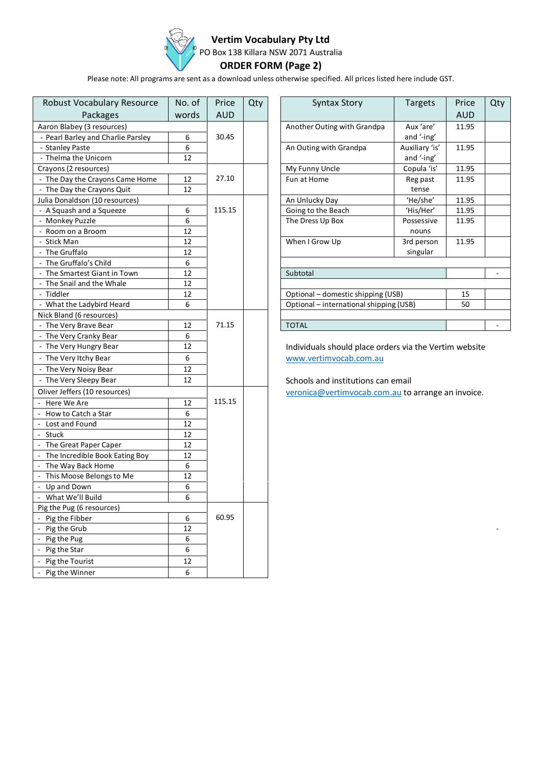# Vertim Vocabulary Pty Ltd

PO Box 138 Killara NSW 2071 Australia

## ORDER FORM (Page 2)

Please note: All programs are sent as a download unless otherwise specified. All prices listed here include GST.

| Robust Vocabulary Resource Packages | No. of words | Price AUD | Qty |
|---|---|---|---|
| Aaron Blabey (3 resources) | | 30.45 | |
| - Pearl Barley and Charlie Parsley | 6 | | |
| - Stanley Paste | 6 | | |
| - Thelma the Unicorn | 12 | | |
| Crayons (2 resources) | | 27.10 | |
| - The Day the Crayons Came Home | 12 | | |
| - The Day the Crayons Quit | 12 | | |
| Julia Donaldson (10 resources) | | 115.15 | |
| - A Squash and a Squeeze | 6 | | |
| - Monkey Puzzle | 6 | | |
| - Room on a Broom | 12 | | |
| - Stick Man | 12 | | |
| - The Gruffalo | 12 | | |
| - The Gruffalo's Child | 6 | | |
| - The Smartest Giant in Town | 12 | | |
| - The Snail and the Whale | 12 | | |
| - Tiddler | 12 | | |
| - What the Ladybird Heard | 6 | | |
| Nick Bland (6 resources) | | 71.15 | |
| - The Very Brave Bear | 12 | | |
| - The Very Cranky Bear | 6 | | |
| - The Very Hungry Bear | 12 | | |
| - The Very Itchy Bear | 6 | | |
| - The Very Noisy Bear | 12 | | |
| - The Very Sleepy Bear | 12 | | |
| Oliver Jeffers (10 resources) | | 115.15 | |
| - Here We Are | 12 | | |
| - How to Catch a Star | 6 | | |
| - Lost and Found | 12 | | |
| - Stuck | 12 | | |
| - The Great Paper Caper | 12 | | |
| - The Incredible Book Eating Boy | 12 | | |
| - The Way Back Home | 6 | | |
| - This Moose Belongs to Me | 12 | | |
| - Up and Down | 6 | | |
| - What We'll Build | 6 | | |
| Pig the Pug (6 resources) | | 60.95 | |
| - Pig the Fibber | 6 | | |
| - Pig the Grub | 12 | | |
| - Pig the Pug | 6 | | |
| - Pig the Star | 6 | | |
| - Pig the Tourist | 12 | | |
| - Pig the Winner | 6 | | |

| Syntax Story | Targets | Price AUD | Qty |
|---|---|---|---|
| Another Outing with Grandpa | Aux 'are' and '-ing' | 11.95 | |
| An Outing with Grandpa | Auxiliary 'is' and '-ing' | 11.95 | |
| My Funny Uncle | Copula 'is' | 11.95 | |
| Fun at Home | Reg past tense | 11.95 | |
| An Unlucky Day | 'He/she' | 11.95 | |
| Going to the Beach | 'His/Her' | 11.95 | |
| The Dress Up Box | Possessive nouns | 11.95 | |
| When I Grow Up | 3rd person singular | 11.95 | |
| | | | |
| Subtotal | | | - |
| | | | |
| Optional – domestic shipping (USB) | | 15 | |
| Optional – international shipping (USB) | | 50 | |
| | | | |
| TOTAL | | | - |

Individuals should place orders via the Vertim website www.vertimvocab.com.au

Schools and institutions can email veronica@vertimvocab.com.au to arrange an invoice.

-